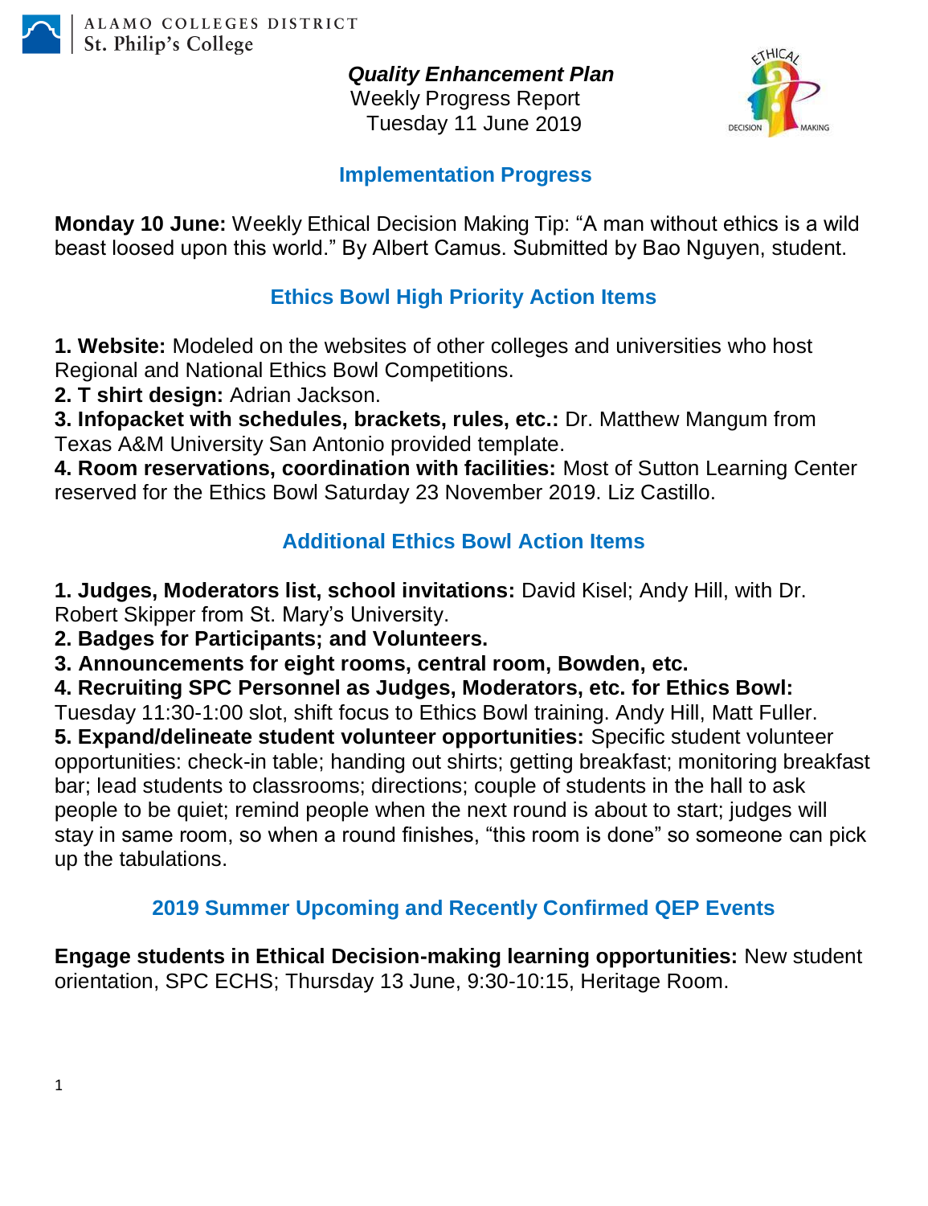ALAMO COLLEGES DISTRICT
St. Philip's College

***Quality Enhancement Plan***
Weekly Progress Report
Tuesday 11 June 2019

## Implementation Progress

**Monday 10 June:** Weekly Ethical Decision Making Tip: "A man without ethics is a wild beast loosed upon this world." By Albert Camus. Submitted by Bao Nguyen, student.

## Ethics Bowl High Priority Action Items

**1. Website:** Modeled on the websites of other colleges and universities who host Regional and National Ethics Bowl Competitions.
**2. T shirt design:** Adrian Jackson.
**3. Infopacket with schedules, brackets, rules, etc.:** Dr. Matthew Mangum from Texas A&M University San Antonio provided template.
**4. Room reservations, coordination with facilities:** Most of Sutton Learning Center reserved for the Ethics Bowl Saturday 23 November 2019. Liz Castillo.

## Additional Ethics Bowl Action Items

**1. Judges, Moderators list, school invitations:** David Kisel; Andy Hill, with Dr. Robert Skipper from St. Mary's University.
**2. Badges for Participants; and Volunteers.**
**3. Announcements for eight rooms, central room, Bowden, etc.**
**4. Recruiting SPC Personnel as Judges, Moderators, etc. for Ethics Bowl:** Tuesday 11:30-1:00 slot, shift focus to Ethics Bowl training. Andy Hill, Matt Fuller.
**5. Expand/delineate student volunteer opportunities:** Specific student volunteer opportunities: check-in table; handing out shirts; getting breakfast; monitoring breakfast bar; lead students to classrooms; directions; couple of students in the hall to ask people to be quiet; remind people when the next round is about to start; judges will stay in same room, so when a round finishes, "this room is done" so someone can pick up the tabulations.

## 2019 Summer Upcoming and Recently Confirmed QEP Events

**Engage students in Ethical Decision-making learning opportunities:** New student orientation, SPC ECHS; Thursday 13 June, 9:30-10:15, Heritage Room.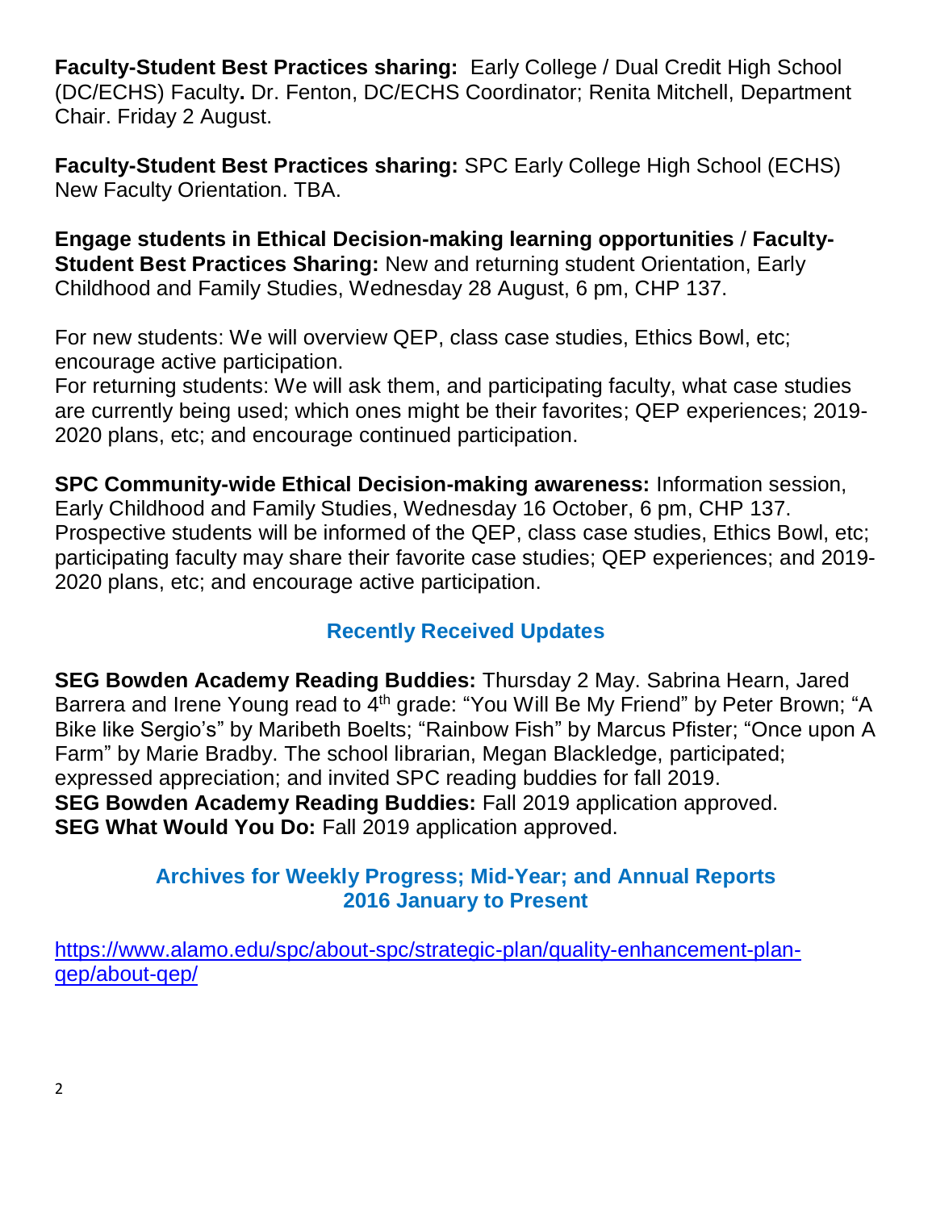**Faculty-Student Best Practices sharing:** Early College / Dual Credit High School (DC/ECHS) Faculty**.** Dr. Fenton, DC/ECHS Coordinator; Renita Mitchell, Department Chair. Friday 2 August.

**Faculty-Student Best Practices sharing:** SPC Early College High School (ECHS) New Faculty Orientation. TBA.

**Engage students in Ethical Decision-making learning opportunities** / **Faculty-Student Best Practices Sharing:** New and returning student Orientation, Early Childhood and Family Studies, Wednesday 28 August, 6 pm, CHP 137.

For new students: We will overview QEP, class case studies, Ethics Bowl, etc; encourage active participation.
For returning students: We will ask them, and participating faculty, what case studies are currently being used; which ones might be their favorites; QEP experiences; 2019-2020 plans, etc; and encourage continued participation.

**SPC Community-wide Ethical Decision-making awareness:** Information session, Early Childhood and Family Studies, Wednesday 16 October, 6 pm, CHP 137. Prospective students will be informed of the QEP, class case studies, Ethics Bowl, etc; participating faculty may share their favorite case studies; QEP experiences; and 2019-2020 plans, etc; and encourage active participation.

## Recently Received Updates

**SEG Bowden Academy Reading Buddies:** Thursday 2 May. Sabrina Hearn, Jared Barrera and Irene Young read to 4th grade: "You Will Be My Friend" by Peter Brown; "A Bike like Sergio's" by Maribeth Boelts; "Rainbow Fish" by Marcus Pfister; "Once upon A Farm" by Marie Bradby. The school librarian, Megan Blackledge, participated; expressed appreciation; and invited SPC reading buddies for fall 2019.
**SEG Bowden Academy Reading Buddies:** Fall 2019 application approved.
**SEG What Would You Do:** Fall 2019 application approved.

## Archives for Weekly Progress; Mid-Year; and Annual Reports 2016 January to Present

https://www.alamo.edu/spc/about-spc/strategic-plan/quality-enhancement-plan-qep/about-qep/